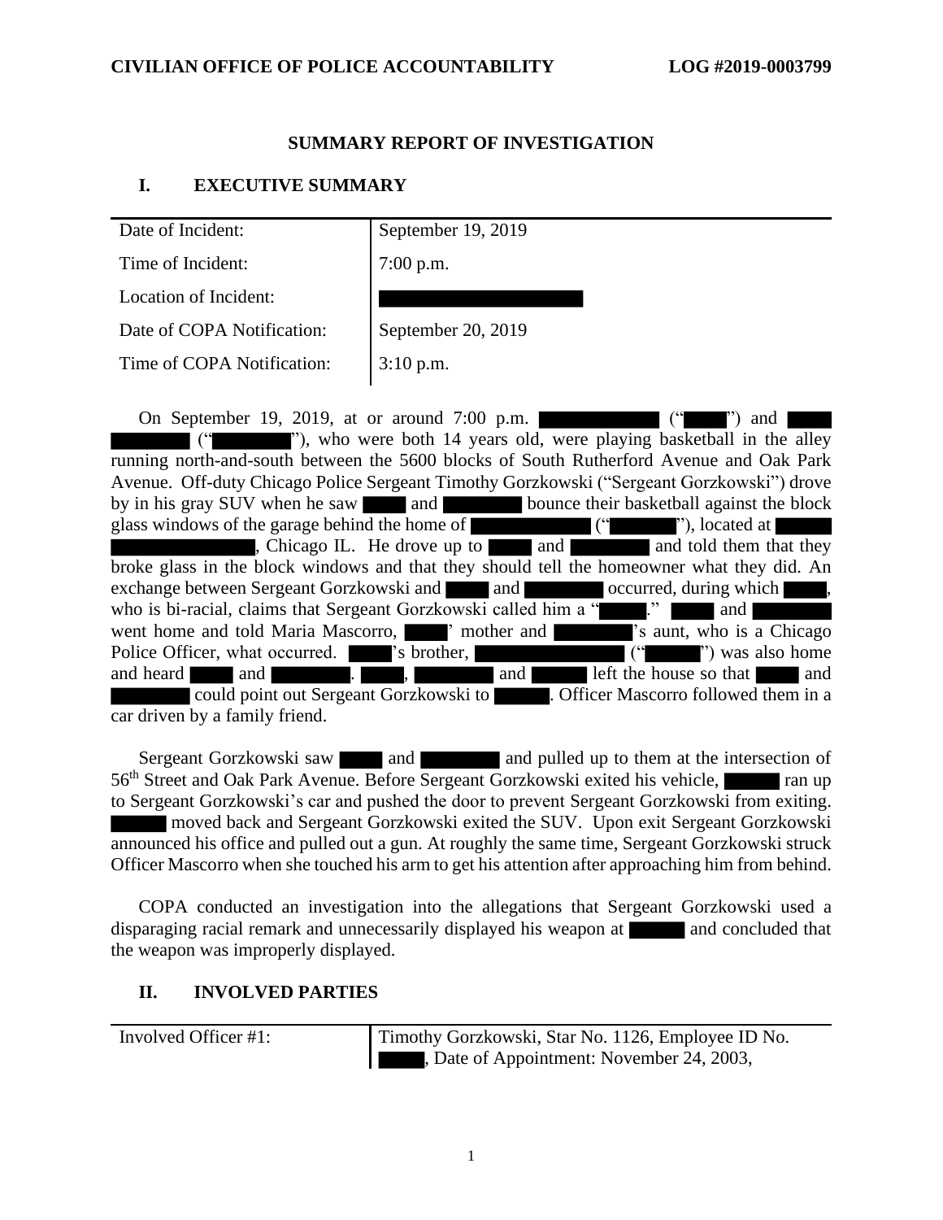**CIVILIAN OFFICE OF POLICE ACCOUNTABILITY** **LOG #2019-0003799**

## SUMMARY REPORT OF INVESTIGATION

## I. EXECUTIVE SUMMARY

| | |
|---|---|
| Date of Incident: | September 19, 2019 |
| Time of Incident: | 7:00 p.m. |
| Location of Incident: | ██████████ |
| Date of COPA Notification: | September 20, 2019 |
| Time of COPA Notification: | 3:10 p.m. |

On September 19, 2019, at or around 7:00 p.m. ██████ ("████") and ████ ████ ("████"), who were both 14 years old, were playing basketball in the alley running north-and-south between the 5600 blocks of South Rutherford Avenue and Oak Park Avenue. Off-duty Chicago Police Sergeant Timothy Gorzkowski ("Sergeant Gorzkowski") drove by in his gray SUV when he saw ████ and ████ bounce their basketball against the block glass windows of the garage behind the home of ██████ ("████"), located at ████ ██████, Chicago IL. He drove up to ████ and ████ and told them that they broke glass in the block windows and that they should tell the homeowner what they did. An exchange between Sergeant Gorzkowski and ████ and ████ occurred, during which ████, who is bi-racial, claims that Sergeant Gorzkowski called him a "████." ████ and ████ went home and told Maria Mascorro, ████' mother and ████'s aunt, who is a Chicago Police Officer, what occurred. ████'s brother, ██████ ("████") was also home and heard ████ and ████. ████, ████ and ████ left the house so that ████ and ████ could point out Sergeant Gorzkowski to ████. Officer Mascorro followed them in a car driven by a family friend.

Sergeant Gorzkowski saw ████ and ████ and pulled up to them at the intersection of 56th Street and Oak Park Avenue. Before Sergeant Gorzkowski exited his vehicle, ████ ran up to Sergeant Gorzkowski's car and pushed the door to prevent Sergeant Gorzkowski from exiting. ████ moved back and Sergeant Gorzkowski exited the SUV. Upon exit Sergeant Gorzkowski announced his office and pulled out a gun. At roughly the same time, Sergeant Gorzkowski struck Officer Mascorro when she touched his arm to get his attention after approaching him from behind.

COPA conducted an investigation into the allegations that Sergeant Gorzkowski used a disparaging racial remark and unnecessarily displayed his weapon at ████ and concluded that the weapon was improperly displayed.

## II. INVOLVED PARTIES

| | |
|---|---|
| Involved Officer #1: | Timothy Gorzkowski, Star No. 1126, Employee ID No. ████, Date of Appointment: November 24, 2003, |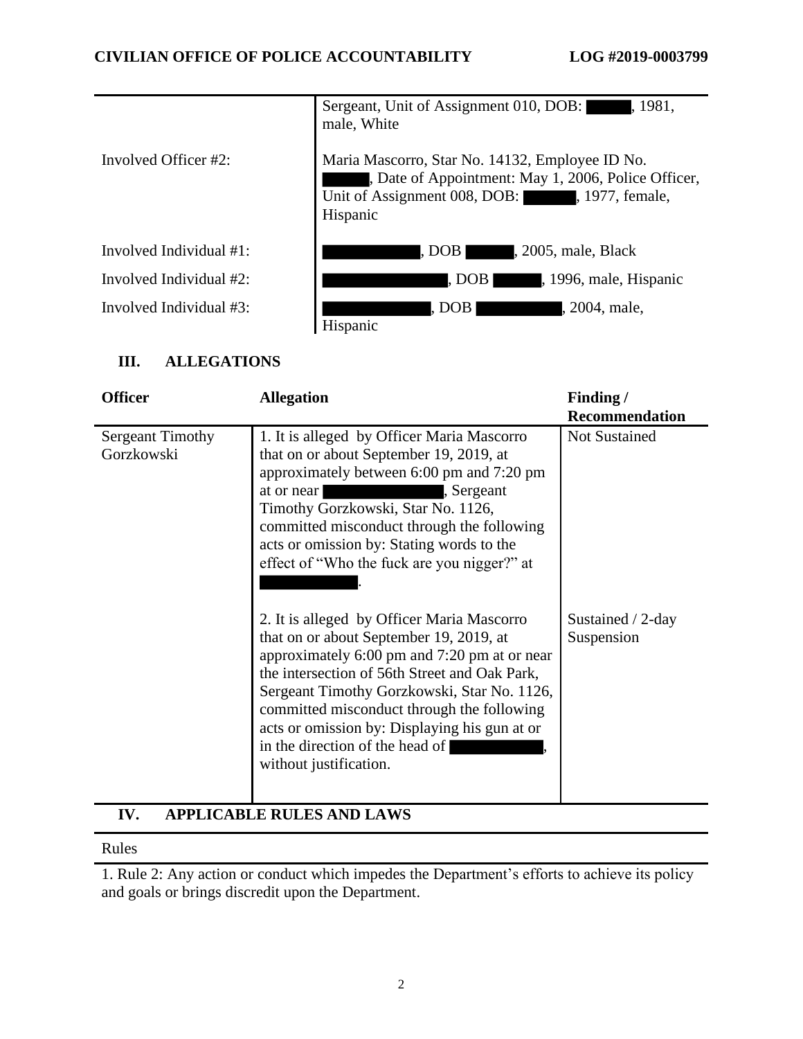| | |
|---|---|
| | Sergeant, Unit of Assignment 010, DOB: ████, 1981, male, White |
| Involved Officer #2: | Maria Mascorro, Star No. 14132, Employee ID No. ████, Date of Appointment: May 1, 2006, Police Officer, Unit of Assignment 008, DOB: ████, 1977, female, Hispanic |
| Involved Individual #1: | ████, DOB ████, 2005, male, Black |
| Involved Individual #2: | ████, DOB ████, 1996, male, Hispanic |
| Involved Individual #3: | ████, DOB ████, 2004, male, Hispanic |

## III. ALLEGATIONS

| Officer | Allegation | Finding / Recommendation |
|---|---|---|
| Sergeant Timothy Gorzkowski | 1. It is alleged by Officer Maria Mascorro that on or about September 19, 2019, at approximately between 6:00 pm and 7:20 pm at or near ████, Sergeant Timothy Gorzkowski, Star No. 1126, committed misconduct through the following acts or omission by: Stating words to the effect of "Who the fuck are you nigger?" at ████. | Not Sustained |
| | 2. It is alleged by Officer Maria Mascorro that on or about September 19, 2019, at approximately 6:00 pm and 7:20 pm at or near the intersection of 56th Street and Oak Park, Sergeant Timothy Gorzkowski, Star No. 1126, committed misconduct through the following acts or omission by: Displaying his gun at or in the direction of the head of ████, without justification. | Sustained / 2-day Suspension |

## IV. APPLICABLE RULES AND LAWS

Rules

1. Rule 2: Any action or conduct which impedes the Department's efforts to achieve its policy and goals or brings discredit upon the Department.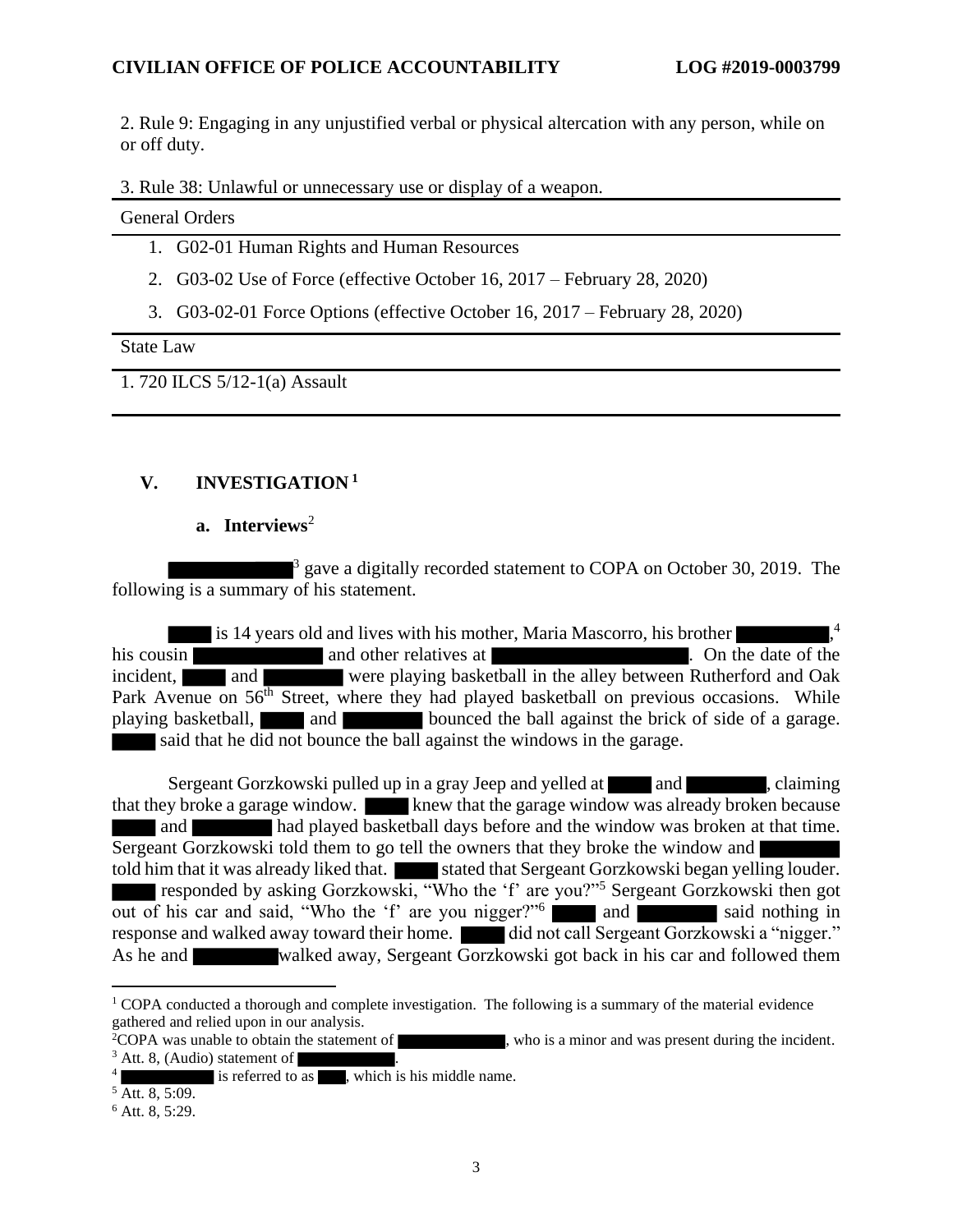2. Rule 9: Engaging in any unjustified verbal or physical altercation with any person, while on or off duty.

3. Rule 38: Unlawful or unnecessary use or display of a weapon.

General Orders

1. G02-01 Human Rights and Human Resources
2. G03-02 Use of Force (effective October 16, 2017 – February 28, 2020)
3. G03-02-01 Force Options (effective October 16, 2017 – February 28, 2020)

State Law

1. 720 ILCS 5/12-1(a) Assault

## V. INVESTIGATION[1]

### a. Interviews[2]

█████████[3] gave a digitally recorded statement to COPA on October 30, 2019. The following is a summary of his statement.

████ is 14 years old and lives with his mother, Maria Mascorro, his brother ████████,[4] his cousin ██████████ and other relatives at ████████████████. On the date of the incident, ████ and ███████ were playing basketball in the alley between Rutherford and Oak Park Avenue on 56th Street, where they had played basketball on previous occasions. While playing basketball, ████ and ███████ bounced the ball against the brick of side of a garage. ████ said that he did not bounce the ball against the windows in the garage.

Sergeant Gorzkowski pulled up in a gray Jeep and yelled at ████ and ███████, claiming that they broke a garage window. ████ knew that the garage window was already broken because ████ and ███████ had played basketball days before and the window was broken at that time. Sergeant Gorzkowski told them to go tell the owners that they broke the window and ███████ told him that it was already liked that. ████ stated that Sergeant Gorzkowski began yelling louder. ████ responded by asking Gorzkowski, "Who the 'f' are you?"[5] Sergeant Gorzkowski then got out of his car and said, "Who the 'f' are you nigger?"[6] ████ and ███████ said nothing in response and walked away toward their home. ████ did not call Sergeant Gorzkowski a "nigger." As he and ███████ walked away, Sergeant Gorzkowski got back in his car and followed them

---

[1] COPA conducted a thorough and complete investigation. The following is a summary of the material evidence gathered and relied upon in our analysis.

[2] COPA was unable to obtain the statement of ██████████, who is a minor and was present during the incident.

[3] Att. 8, (Audio) statement of ██████████.

[4] ██████████ is referred to as ███, which is his middle name.

[5] Att. 8, 5:09.

[6] Att. 8, 5:29.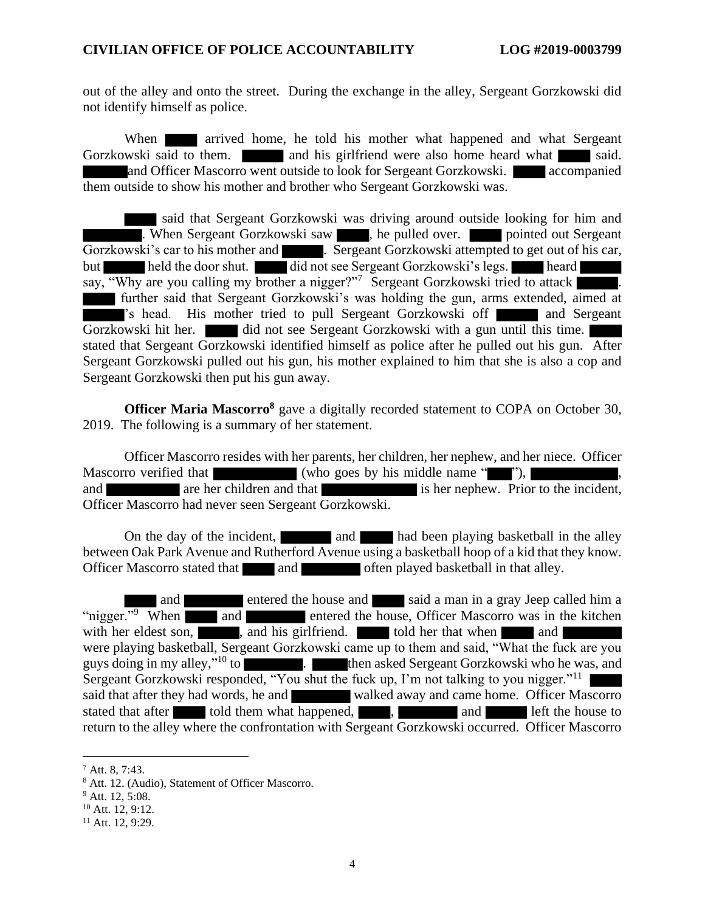out of the alley and onto the street. During the exchange in the alley, Sergeant Gorzkowski did not identify himself as police.

When ██████ arrived home, he told his mother what happened and what Sergeant Gorzkowski said to them. ██████ and his girlfriend were also home heard what ██████ said. ██████ and Officer Mascorro went outside to look for Sergeant Gorzkowski. ██████ accompanied them outside to show his mother and brother who Sergeant Gorzkowski was.

██████ said that Sergeant Gorzkowski was driving around outside looking for him and ██████. When Sergeant Gorzkowski saw ██████, he pulled over. ██████ pointed out Sergeant Gorzkowski's car to his mother and ██████. Sergeant Gorzkowski attempted to get out of his car, but ██████ held the door shut. ██████ did not see Sergeant Gorzkowski's legs. ██████ heard ██████ say, "Why are you calling my brother a nigger?"[7] Sergeant Gorzkowski tried to attack ██████. ██████ further said that Sergeant Gorzkowski's was holding the gun, arms extended, aimed at ██████'s head. His mother tried to pull Sergeant Gorzkowski off ██████ and Sergeant Gorzkowski hit her. ██████ did not see Sergeant Gorzkowski with a gun until this time. ██████ stated that Sergeant Gorzkowski identified himself as police after he pulled out his gun. After Sergeant Gorzkowski pulled out his gun, his mother explained to him that she is also a cop and Sergeant Gorzkowski then put his gun away.

**Officer Maria Mascorro**[8] gave a digitally recorded statement to COPA on October 30, 2019. The following is a summary of her statement.

Officer Mascorro resides with her parents, her children, her nephew, and her niece. Officer Mascorro verified that ██████ (who goes by his middle name "██████"), ██████, and ██████ are her children and that ██████ is her nephew. Prior to the incident, Officer Mascorro had never seen Sergeant Gorzkowski.

On the day of the incident, ██████ and ██████ had been playing basketball in the alley between Oak Park Avenue and Rutherford Avenue using a basketball hoop of a kid that they know. Officer Mascorro stated that ██████ and ██████ often played basketball in that alley.

██████ and ██████ entered the house and ██████ said a man in a gray Jeep called him a "nigger."[9] When ██████ and ██████ entered the house, Officer Mascorro was in the kitchen with her eldest son, ██████, and his girlfriend. ██████ told her that when ██████ and ██████ were playing basketball, Sergeant Gorzkowski came up to them and said, "What the fuck are you guys doing in my alley,"[10] to ██████. ██████ then asked Sergeant Gorzkowski who he was, and Sergeant Gorzkowski responded, "You shut the fuck up, I'm not talking to you nigger."[11] ██████ said that after they had words, he and ██████ walked away and came home. Officer Mascorro stated that after ██████ told them what happened, ██████, ██████ and ██████ left the house to return to the alley where the confrontation with Sergeant Gorzkowski occurred. Officer Mascorro

---

[7] Att. 8, 7:43.

[8] Att. 12. (Audio), Statement of Officer Mascorro.

[9] Att. 12, 5:08.

[10] Att. 12, 9:12.

[11] Att. 12, 9:29.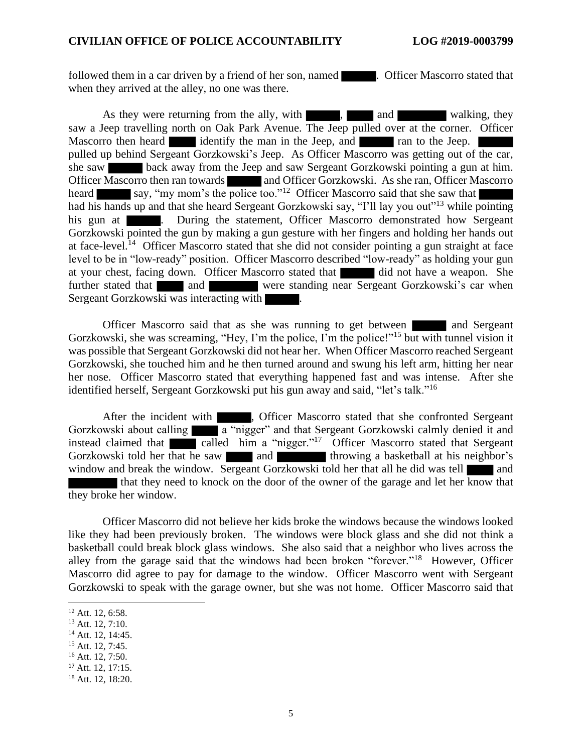followed them in a car driven by a friend of her son, named ███. Officer Mascorro stated that when they arrived at the alley, no one was there.

As they were returning from the ally, with ███, ███ and ███ walking, they saw a Jeep travelling north on Oak Park Avenue. The Jeep pulled over at the corner. Officer Mascorro then heard ███ identify the man in the Jeep, and ███ ran to the Jeep. ███ pulled up behind Sergeant Gorzkowski's Jeep. As Officer Mascorro was getting out of the car, she saw ███ back away from the Jeep and saw Sergeant Gorzkowski pointing a gun at him. Officer Mascorro then ran towards ███ and Officer Gorzkowski. As she ran, Officer Mascorro heard ███ say, "my mom's the police too."[12] Officer Mascorro said that she saw that ███ had his hands up and that she heard Sergeant Gorzkowski say, "I'll lay you out"[13] while pointing his gun at ███. During the statement, Officer Mascorro demonstrated how Sergeant Gorzkowski pointed the gun by making a gun gesture with her fingers and holding her hands out at face-level.[14] Officer Mascorro stated that she did not consider pointing a gun straight at face level to be in "low-ready" position. Officer Mascorro described "low-ready" as holding your gun at your chest, facing down. Officer Mascorro stated that ███ did not have a weapon. She further stated that ███ and ███ were standing near Sergeant Gorzkowski's car when Sergeant Gorzkowski was interacting with ███.

Officer Mascorro said that as she was running to get between ███ and Sergeant Gorzkowski, she was screaming, "Hey, I'm the police, I'm the police!"[15] but with tunnel vision it was possible that Sergeant Gorzkowski did not hear her. When Officer Mascorro reached Sergeant Gorzkowski, she touched him and he then turned around and swung his left arm, hitting her near her nose. Officer Mascorro stated that everything happened fast and was intense. After she identified herself, Sergeant Gorzkowski put his gun away and said, "let's talk."[16]

After the incident with ███, Officer Mascorro stated that she confronted Sergeant Gorzkowski about calling ███ a "nigger" and that Sergeant Gorzkowski calmly denied it and instead claimed that ███ called him a "nigger."[17] Officer Mascorro stated that Sergeant Gorzkowski told her that he saw ███ and ███ throwing a basketball at his neighbor's window and break the window. Sergeant Gorzkowski told her that all he did was tell ███ and ███ that they need to knock on the door of the owner of the garage and let her know that they broke her window.

Officer Mascorro did not believe her kids broke the windows because the windows looked like they had been previously broken. The windows were block glass and she did not think a basketball could break block glass windows. She also said that a neighbor who lives across the alley from the garage said that the windows had been broken "forever."[18] However, Officer Mascorro did agree to pay for damage to the window. Officer Mascorro went with Sergeant Gorzkowski to speak with the garage owner, but she was not home. Officer Mascorro said that

---

[12] Att. 12, 6:58.
[13] Att. 12, 7:10.
[14] Att. 12, 14:45.
[15] Att. 12, 7:45.
[16] Att. 12, 7:50.
[17] Att. 12, 17:15.
[18] Att. 12, 18:20.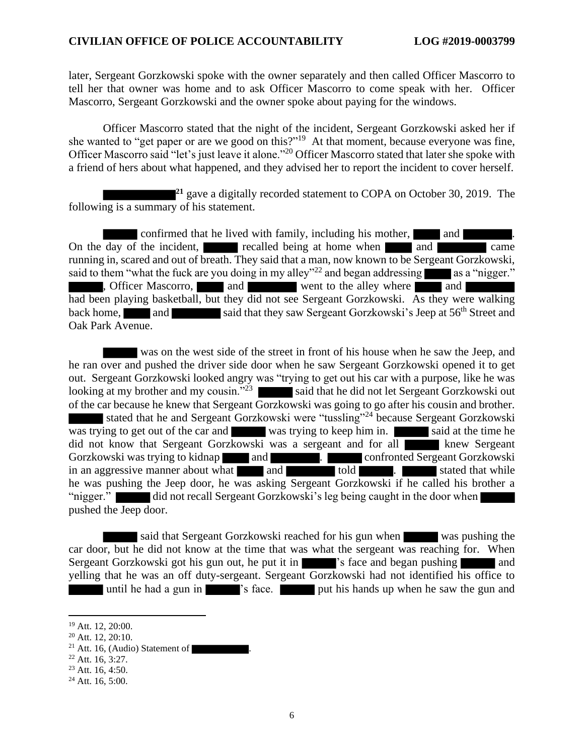later, Sergeant Gorzkowski spoke with the owner separately and then called Officer Mascorro to tell her that owner was home and to ask Officer Mascorro to come speak with her. Officer Mascorro, Sergeant Gorzkowski and the owner spoke about paying for the windows.

Officer Mascorro stated that the night of the incident, Sergeant Gorzkowski asked her if she wanted to "get paper or are we good on this?"[19] At that moment, because everyone was fine, Officer Mascorro said "let's just leave it alone."[20] Officer Mascorro stated that later she spoke with a friend of hers about what happened, and they advised her to report the incident to cover herself.

[REDACTED][21] gave a digitally recorded statement to COPA on October 30, 2019. The following is a summary of his statement.

[REDACTED] confirmed that he lived with family, including his mother, [REDACTED] and [REDACTED]. On the day of the incident, [REDACTED] recalled being at home when [REDACTED] and [REDACTED] came running in, scared and out of breath. They said that a man, now known to be Sergeant Gorzkowski, said to them "what the fuck are you doing in my alley"[22] and began addressing [REDACTED] as a "nigger." [REDACTED], Officer Mascorro, [REDACTED] and [REDACTED] went to the alley where [REDACTED] and [REDACTED] had been playing basketball, but they did not see Sergeant Gorzkowski. As they were walking back home, [REDACTED] and [REDACTED] said that they saw Sergeant Gorzkowski's Jeep at 56th Street and Oak Park Avenue.

[REDACTED] was on the west side of the street in front of his house when he saw the Jeep, and he ran over and pushed the driver side door when he saw Sergeant Gorzkowski opened it to get out. Sergeant Gorzkowski looked angry was "trying to get out his car with a purpose, like he was looking at my brother and my cousin."[23] [REDACTED] said that he did not let Sergeant Gorzkowski out of the car because he knew that Sergeant Gorzkowski was going to go after his cousin and brother. [REDACTED] stated that he and Sergeant Gorzkowski were "tussling"[24] because Sergeant Gorzkowski was trying to get out of the car and [REDACTED] was trying to keep him in. [REDACTED] said at the time he did not know that Sergeant Gorzkowski was a sergeant and for all [REDACTED] knew Sergeant Gorzkowski was trying to kidnap [REDACTED] and [REDACTED]. [REDACTED] confronted Sergeant Gorzkowski in an aggressive manner about what [REDACTED] and [REDACTED] told [REDACTED]. [REDACTED] stated that while he was pushing the Jeep door, he was asking Sergeant Gorzkowski if he called his brother a "nigger." [REDACTED] did not recall Sergeant Gorzkowski's leg being caught in the door when [REDACTED] pushed the Jeep door.

[REDACTED] said that Sergeant Gorzkowski reached for his gun when [REDACTED] was pushing the car door, but he did not know at the time that was what the sergeant was reaching for. When Sergeant Gorzkowski got his gun out, he put it in [REDACTED]'s face and began pushing [REDACTED] and yelling that he was an off duty-sergeant. Sergeant Gorzkowski had not identified his office to [REDACTED] until he had a gun in [REDACTED]'s face. [REDACTED] put his hands up when he saw the gun and

---

[19] Att. 12, 20:00.

[20] Att. 12, 20:10.

[21] Att. 16, (Audio) Statement of [REDACTED].

[22] Att. 16, 3:27.

[23] Att. 16, 4:50.

[24] Att. 16, 5:00.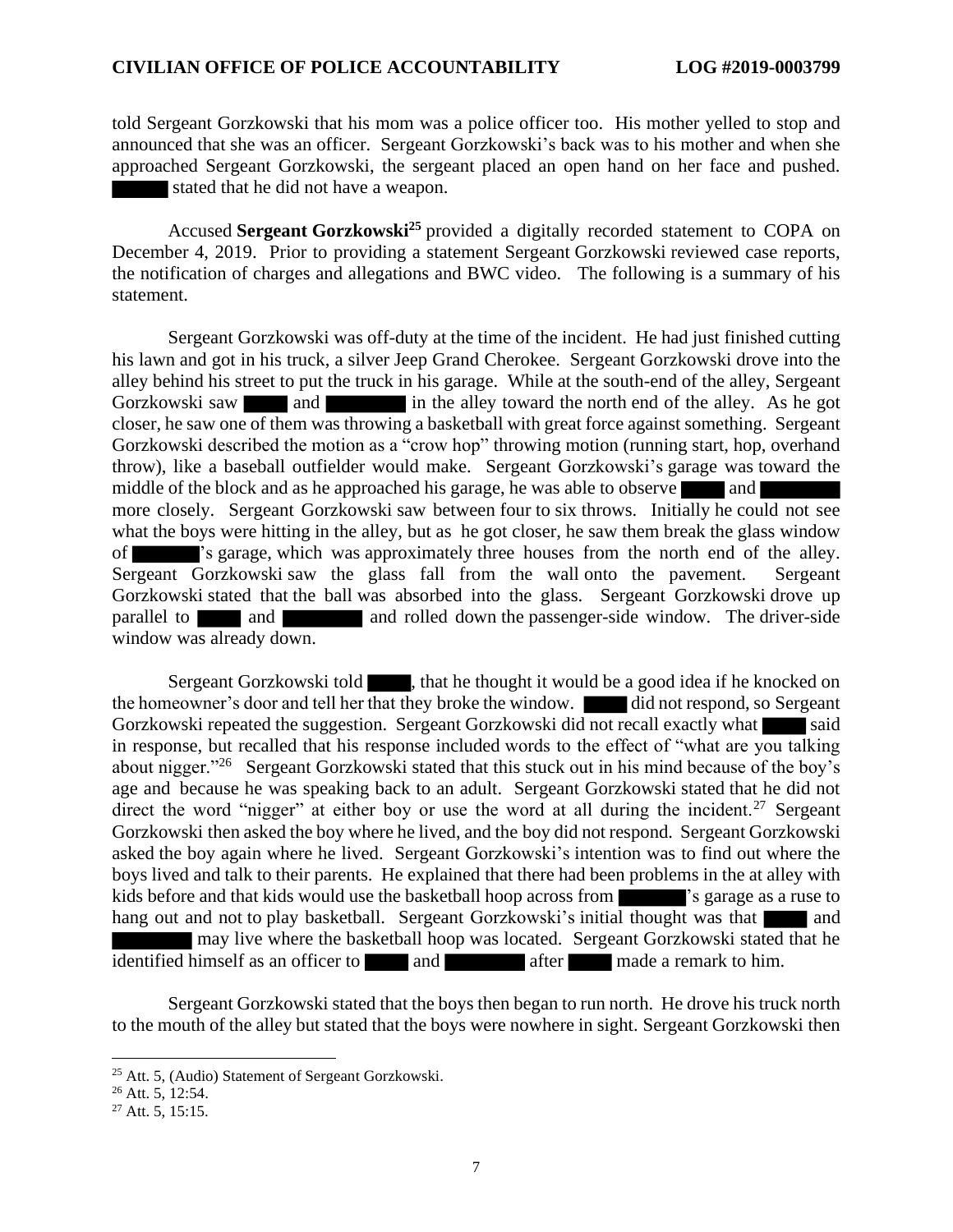told Sergeant Gorzkowski that his mom was a police officer too. His mother yelled to stop and announced that she was an officer. Sergeant Gorzkowski's back was to his mother and when she approached Sergeant Gorzkowski, the sergeant placed an open hand on her face and pushed. ██████ stated that he did not have a weapon.

Accused **Sergeant Gorzkowski**[25] provided a digitally recorded statement to COPA on December 4, 2019. Prior to providing a statement Sergeant Gorzkowski reviewed case reports, the notification of charges and allegations and BWC video. The following is a summary of his statement.

Sergeant Gorzkowski was off-duty at the time of the incident. He had just finished cutting his lawn and got in his truck, a silver Jeep Grand Cherokee. Sergeant Gorzkowski drove into the alley behind his street to put the truck in his garage. While at the south-end of the alley, Sergeant Gorzkowski saw █████ and ████████ in the alley toward the north end of the alley. As he got closer, he saw one of them was throwing a basketball with great force against something. Sergeant Gorzkowski described the motion as a "crow hop" throwing motion (running start, hop, overhand throw), like a baseball outfielder would make. Sergeant Gorzkowski's garage was toward the middle of the block and as he approached his garage, he was able to observe █████ and ████████ more closely. Sergeant Gorzkowski saw between four to six throws. Initially he could not see what the boys were hitting in the alley, but as he got closer, he saw them break the glass window of ███████'s garage, which was approximately three houses from the north end of the alley. Sergeant Gorzkowski saw the glass fall from the wall onto the pavement. Sergeant Gorzkowski stated that the ball was absorbed into the glass. Sergeant Gorzkowski drove up parallel to █████ and ████████ and rolled down the passenger-side window. The driver-side window was already down.

Sergeant Gorzkowski told █████, that he thought it would be a good idea if he knocked on the homeowner's door and tell her that they broke the window. █████ did not respond, so Sergeant Gorzkowski repeated the suggestion. Sergeant Gorzkowski did not recall exactly what █████ said in response, but recalled that his response included words to the effect of "what are you talking about nigger."[26] Sergeant Gorzkowski stated that this stuck out in his mind because of the boy's age and because he was speaking back to an adult. Sergeant Gorzkowski stated that he did not direct the word "nigger" at either boy or use the word at all during the incident.[27] Sergeant Gorzkowski then asked the boy where he lived, and the boy did not respond. Sergeant Gorzkowski asked the boy again where he lived. Sergeant Gorzkowski's intention was to find out where the boys lived and talk to their parents. He explained that there had been problems in the at alley with kids before and that kids would use the basketball hoop across from ███████'s garage as a ruse to hang out and not to play basketball. Sergeant Gorzkowski's initial thought was that █████ and ████████ may live where the basketball hoop was located. Sergeant Gorzkowski stated that he identified himself as an officer to █████ and ████████ after █████ made a remark to him.

Sergeant Gorzkowski stated that the boys then began to run north. He drove his truck north to the mouth of the alley but stated that the boys were nowhere in sight. Sergeant Gorzkowski then

---

[25] Att. 5, (Audio) Statement of Sergeant Gorzkowski.

[26] Att. 5, 12:54.

[27] Att. 5, 15:15.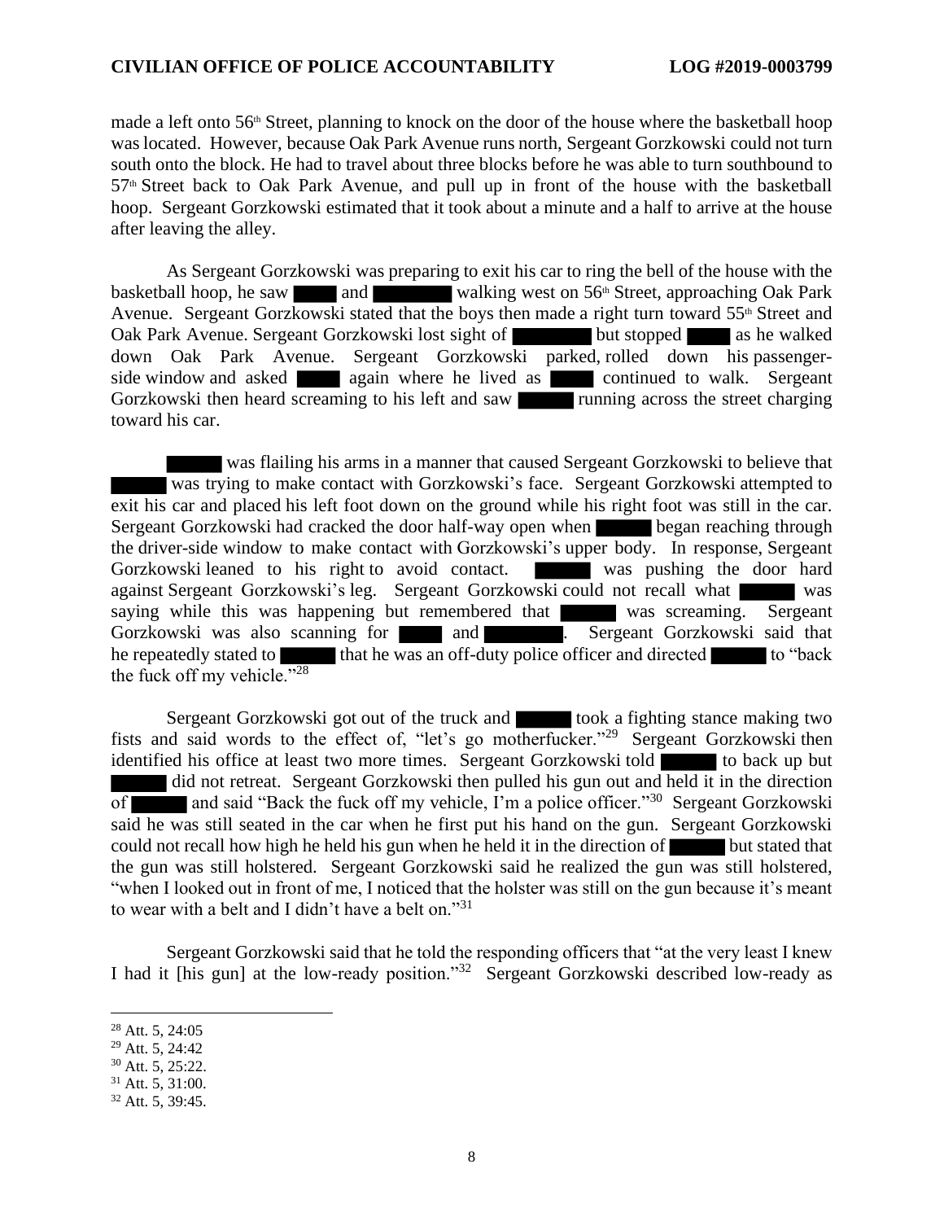made a left onto 56th Street, planning to knock on the door of the house where the basketball hoop was located. However, because Oak Park Avenue runs north, Sergeant Gorzkowski could not turn south onto the block. He had to travel about three blocks before he was able to turn southbound to 57th Street back to Oak Park Avenue, and pull up in front of the house with the basketball hoop. Sergeant Gorzkowski estimated that it took about a minute and a half to arrive at the house after leaving the alley.

As Sergeant Gorzkowski was preparing to exit his car to ring the bell of the house with the basketball hoop, he saw ████ and ██████ walking west on 56th Street, approaching Oak Park Avenue. Sergeant Gorzkowski stated that the boys then made a right turn toward 55th Street and Oak Park Avenue. Sergeant Gorzkowski lost sight of ██████ but stopped ████ as he walked down Oak Park Avenue. Sergeant Gorzkowski parked, rolled down his passenger-side window and asked ████ again where he lived as ████ continued to walk. Sergeant Gorzkowski then heard screaming to his left and saw █████ running across the street charging toward his car.

█████ was flailing his arms in a manner that caused Sergeant Gorzkowski to believe that █████ was trying to make contact with Gorzkowski's face. Sergeant Gorzkowski attempted to exit his car and placed his left foot down on the ground while his right foot was still in the car. Sergeant Gorzkowski had cracked the door half-way open when █████ began reaching through the driver-side window to make contact with Gorzkowski's upper body. In response, Sergeant Gorzkowski leaned to his right to avoid contact. █████ was pushing the door hard against Sergeant Gorzkowski's leg. Sergeant Gorzkowski could not recall what █████ was saying while this was happening but remembered that █████ was screaming. Sergeant Gorzkowski was also scanning for ████ and ██████. Sergeant Gorzkowski said that he repeatedly stated to █████ that he was an off-duty police officer and directed █████ to "back the fuck off my vehicle."[28]

Sergeant Gorzkowski got out of the truck and █████ took a fighting stance making two fists and said words to the effect of, "let's go motherfucker."[29] Sergeant Gorzkowski then identified his office at least two more times. Sergeant Gorzkowski told █████ to back up but █████ did not retreat. Sergeant Gorzkowski then pulled his gun out and held it in the direction of █████ and said "Back the fuck off my vehicle, I'm a police officer."[30] Sergeant Gorzkowski said he was still seated in the car when he first put his hand on the gun. Sergeant Gorzkowski could not recall how high he held his gun when he held it in the direction of █████ but stated that the gun was still holstered. Sergeant Gorzkowski said he realized the gun was still holstered, "when I looked out in front of me, I noticed that the holster was still on the gun because it's meant to wear with a belt and I didn't have a belt on."[31]

Sergeant Gorzkowski said that he told the responding officers that "at the very least I knew I had it [his gun] at the low-ready position."[32] Sergeant Gorzkowski described low-ready as

---

[28] Att. 5, 24:05
[29] Att. 5, 24:42
[30] Att. 5, 25:22.
[31] Att. 5, 31:00.
[32] Att. 5, 39:45.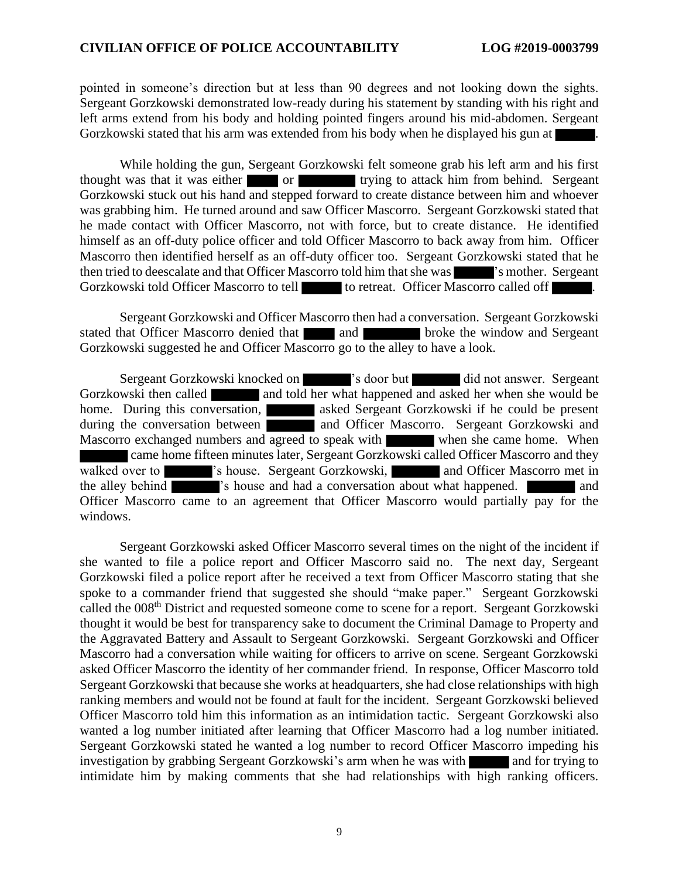pointed in someone's direction but at less than 90 degrees and not looking down the sights. Sergeant Gorzkowski demonstrated low-ready during his statement by standing with his right and left arms extend from his body and holding pointed fingers around his mid-abdomen. Sergeant Gorzkowski stated that his arm was extended from his body when he displayed his gun at ▇▇▇▇.

While holding the gun, Sergeant Gorzkowski felt someone grab his left arm and his first thought was that it was either ▇▇▇ or ▇▇▇▇▇ trying to attack him from behind. Sergeant Gorzkowski stuck out his hand and stepped forward to create distance between him and whoever was grabbing him. He turned around and saw Officer Mascorro. Sergeant Gorzkowski stated that he made contact with Officer Mascorro, not with force, but to create distance. He identified himself as an off-duty police officer and told Officer Mascorro to back away from him. Officer Mascorro then identified herself as an off-duty officer too. Sergeant Gorzkowski stated that he then tried to deescalate and that Officer Mascorro told him that she was ▇▇▇▇'s mother. Sergeant Gorzkowski told Officer Mascorro to tell ▇▇▇▇ to retreat. Officer Mascorro called off ▇▇▇▇.

Sergeant Gorzkowski and Officer Mascorro then had a conversation. Sergeant Gorzkowski stated that Officer Mascorro denied that ▇▇▇ and ▇▇▇▇▇ broke the window and Sergeant Gorzkowski suggested he and Officer Mascorro go to the alley to have a look.

Sergeant Gorzkowski knocked on ▇▇▇▇▇'s door but ▇▇▇▇▇ did not answer. Sergeant Gorzkowski then called ▇▇▇▇▇ and told her what happened and asked her when she would be home. During this conversation, ▇▇▇▇▇ asked Sergeant Gorzkowski if he could be present during the conversation between ▇▇▇▇▇ and Officer Mascorro. Sergeant Gorzkowski and Mascorro exchanged numbers and agreed to speak with ▇▇▇▇▇ when she came home. When ▇▇▇▇▇ came home fifteen minutes later, Sergeant Gorzkowski called Officer Mascorro and they walked over to ▇▇▇▇▇'s house. Sergeant Gorzkowski, ▇▇▇▇▇ and Officer Mascorro met in the alley behind ▇▇▇▇▇'s house and had a conversation about what happened. ▇▇▇▇▇ and Officer Mascorro came to an agreement that Officer Mascorro would partially pay for the windows.

Sergeant Gorzkowski asked Officer Mascorro several times on the night of the incident if she wanted to file a police report and Officer Mascorro said no. The next day, Sergeant Gorzkowski filed a police report after he received a text from Officer Mascorro stating that she spoke to a commander friend that suggested she should "make paper." Sergeant Gorzkowski called the 008th District and requested someone come to scene for a report. Sergeant Gorzkowski thought it would be best for transparency sake to document the Criminal Damage to Property and the Aggravated Battery and Assault to Sergeant Gorzkowski. Sergeant Gorzkowski and Officer Mascorro had a conversation while waiting for officers to arrive on scene. Sergeant Gorzkowski asked Officer Mascorro the identity of her commander friend. In response, Officer Mascorro told Sergeant Gorzkowski that because she works at headquarters, she had close relationships with high ranking members and would not be found at fault for the incident. Sergeant Gorzkowski believed Officer Mascorro told him this information as an intimidation tactic. Sergeant Gorzkowski also wanted a log number initiated after learning that Officer Mascorro had a log number initiated. Sergeant Gorzkowski stated he wanted a log number to record Officer Mascorro impeding his investigation by grabbing Sergeant Gorzkowski's arm when he was with ▇▇▇▇ and for trying to intimidate him by making comments that she had relationships with high ranking officers.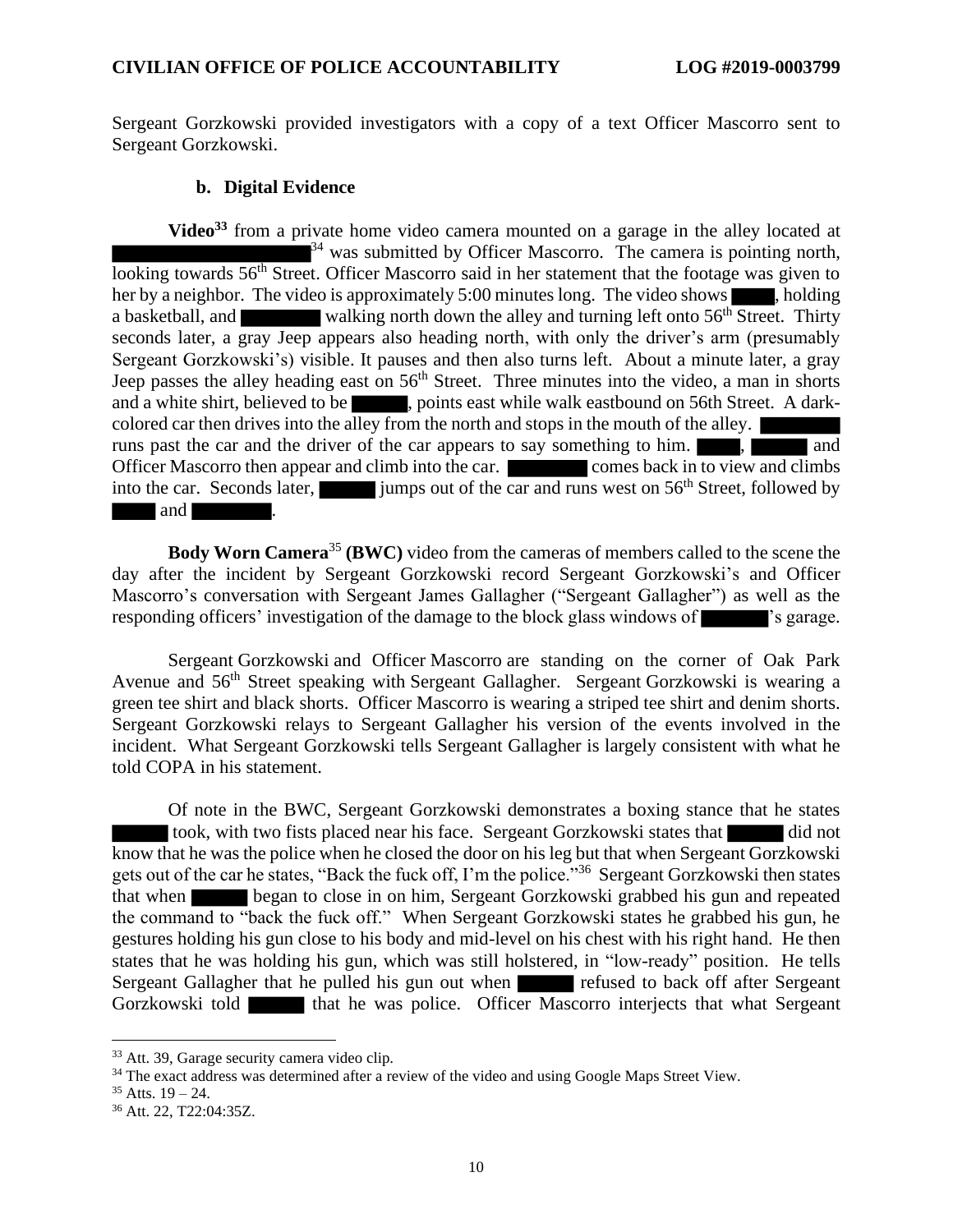Sergeant Gorzkowski provided investigators with a copy of a text Officer Mascorro sent to Sergeant Gorzkowski.

### b. Digital Evidence

**Video**[33] from a private home video camera mounted on a garage in the alley located at ██████████[34] was submitted by Officer Mascorro. The camera is pointing north, looking towards 56th Street. Officer Mascorro said in her statement that the footage was given to her by a neighbor. The video is approximately 5:00 minutes long. The video shows ████, holding a basketball, and ██████ walking north down the alley and turning left onto 56th Street. Thirty seconds later, a gray Jeep appears also heading north, with only the driver's arm (presumably Sergeant Gorzkowski's) visible. It pauses and then also turns left. About a minute later, a gray Jeep passes the alley heading east on 56th Street. Three minutes into the video, a man in shorts and a white shirt, believed to be █████, points east while walk eastbound on 56th Street. A dark-colored car then drives into the alley from the north and stops in the mouth of the alley. ██████ runs past the car and the driver of the car appears to say something to him. ████, █████ and Officer Mascorro then appear and climb into the car. ██████ comes back in to view and climbs into the car. Seconds later, █████ jumps out of the car and runs west on 56th Street, followed by ████ and ██████.

**Body Worn Camera**[35] **(BWC)** video from the cameras of members called to the scene the day after the incident by Sergeant Gorzkowski record Sergeant Gorzkowski's and Officer Mascorro's conversation with Sergeant James Gallagher ("Sergeant Gallagher") as well as the responding officers' investigation of the damage to the block glass windows of ██████'s garage.

Sergeant Gorzkowski and Officer Mascorro are standing on the corner of Oak Park Avenue and 56th Street speaking with Sergeant Gallagher. Sergeant Gorzkowski is wearing a green tee shirt and black shorts. Officer Mascorro is wearing a striped tee shirt and denim shorts. Sergeant Gorzkowski relays to Sergeant Gallagher his version of the events involved in the incident. What Sergeant Gorzkowski tells Sergeant Gallagher is largely consistent with what he told COPA in his statement.

Of note in the BWC, Sergeant Gorzkowski demonstrates a boxing stance that he states █████ took, with two fists placed near his face. Sergeant Gorzkowski states that █████ did not know that he was the police when he closed the door on his leg but that when Sergeant Gorzkowski gets out of the car he states, "Back the fuck off, I'm the police."[36] Sergeant Gorzkowski then states that when █████ began to close in on him, Sergeant Gorzkowski grabbed his gun and repeated the command to "back the fuck off." When Sergeant Gorzkowski states he grabbed his gun, he gestures holding his gun close to his body and mid-level on his chest with his right hand. He then states that he was holding his gun, which was still holstered, in "low-ready" position. He tells Sergeant Gallagher that he pulled his gun out when █████ refused to back off after Sergeant Gorzkowski told █████ that he was police. Officer Mascorro interjects that what Sergeant

---

[33] Att. 39, Garage security camera video clip.

[34] The exact address was determined after a review of the video and using Google Maps Street View.

[35] Atts. 19 – 24.

[36] Att. 22, T22:04:35Z.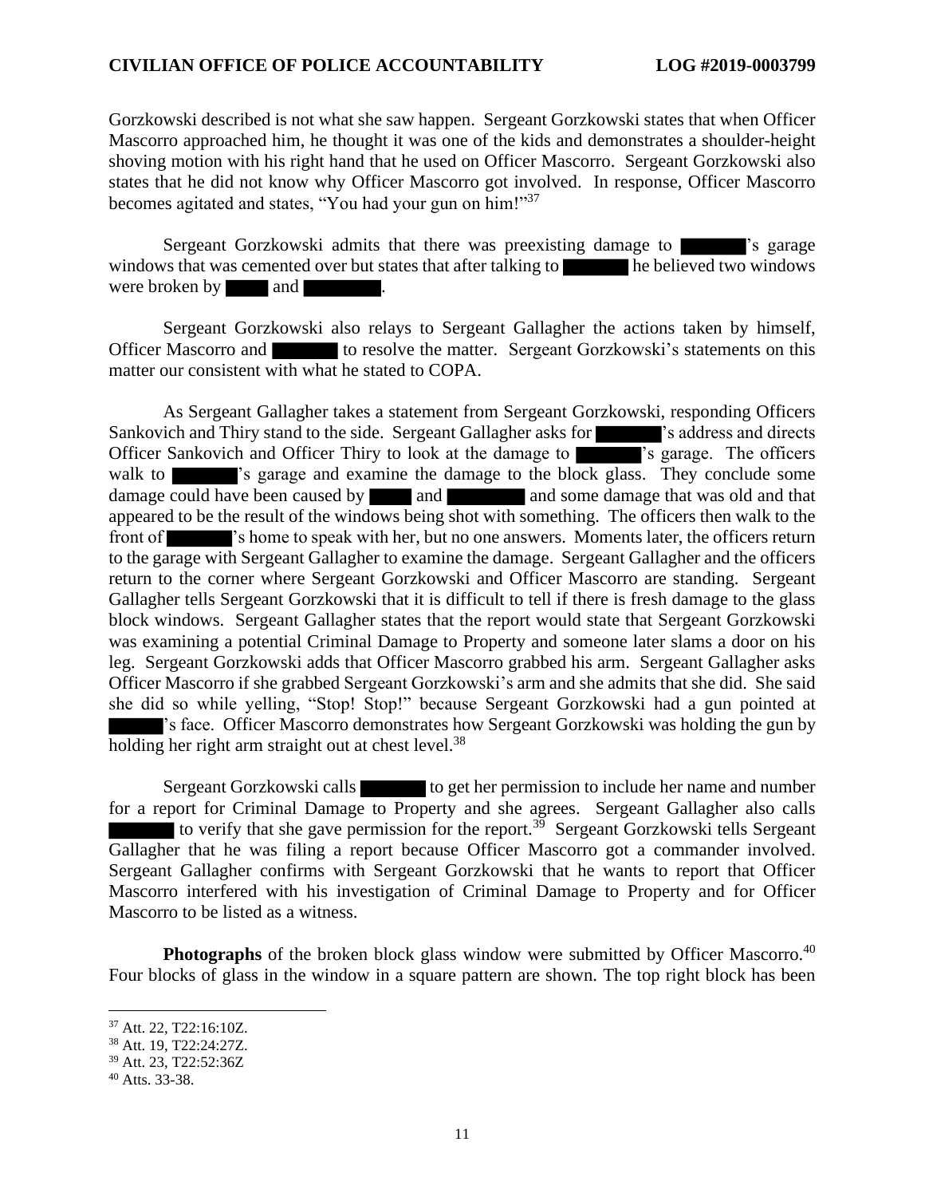Gorzkowski described is not what she saw happen. Sergeant Gorzkowski states that when Officer Mascorro approached him, he thought it was one of the kids and demonstrates a shoulder-height shoving motion with his right hand that he used on Officer Mascorro. Sergeant Gorzkowski also states that he did not know why Officer Mascorro got involved. In response, Officer Mascorro becomes agitated and states, "You had your gun on him!"[37]

Sergeant Gorzkowski admits that there was preexisting damage to ██████'s garage windows that was cemented over but states that after talking to ██████ he believed two windows were broken by ████ and ███████.

Sergeant Gorzkowski also relays to Sergeant Gallagher the actions taken by himself, Officer Mascorro and ██████ to resolve the matter. Sergeant Gorzkowski's statements on this matter our consistent with what he stated to COPA.

As Sergeant Gallagher takes a statement from Sergeant Gorzkowski, responding Officers Sankovich and Thiry stand to the side. Sergeant Gallagher asks for ██████'s address and directs Officer Sankovich and Officer Thiry to look at the damage to ██████'s garage. The officers walk to ██████'s garage and examine the damage to the block glass. They conclude some damage could have been caused by ████ and ███████ and some damage that was old and that appeared to be the result of the windows being shot with something. The officers then walk to the front of ██████'s home to speak with her, but no one answers. Moments later, the officers return to the garage with Sergeant Gallagher to examine the damage. Sergeant Gallagher and the officers return to the corner where Sergeant Gorzkowski and Officer Mascorro are standing. Sergeant Gallagher tells Sergeant Gorzkowski that it is difficult to tell if there is fresh damage to the glass block windows. Sergeant Gallagher states that the report would state that Sergeant Gorzkowski was examining a potential Criminal Damage to Property and someone later slams a door on his leg. Sergeant Gorzkowski adds that Officer Mascorro grabbed his arm. Sergeant Gallagher asks Officer Mascorro if she grabbed Sergeant Gorzkowski's arm and she admits that she did. She said she did so while yelling, "Stop! Stop!" because Sergeant Gorzkowski had a gun pointed at █████'s face. Officer Mascorro demonstrates how Sergeant Gorzkowski was holding the gun by holding her right arm straight out at chest level.[38]

Sergeant Gorzkowski calls ██████ to get her permission to include her name and number for a report for Criminal Damage to Property and she agrees. Sergeant Gallagher also calls ██████ to verify that she gave permission for the report.[39] Sergeant Gorzkowski tells Sergeant Gallagher that he was filing a report because Officer Mascorro got a commander involved. Sergeant Gallagher confirms with Sergeant Gorzkowski that he wants to report that Officer Mascorro interfered with his investigation of Criminal Damage to Property and for Officer Mascorro to be listed as a witness.

**Photographs** of the broken block glass window were submitted by Officer Mascorro.[40] Four blocks of glass in the window in a square pattern are shown. The top right block has been

---

[37] Att. 22, T22:16:10Z.
[38] Att. 19, T22:24:27Z.
[39] Att. 23, T22:52:36Z
[40] Atts. 33-38.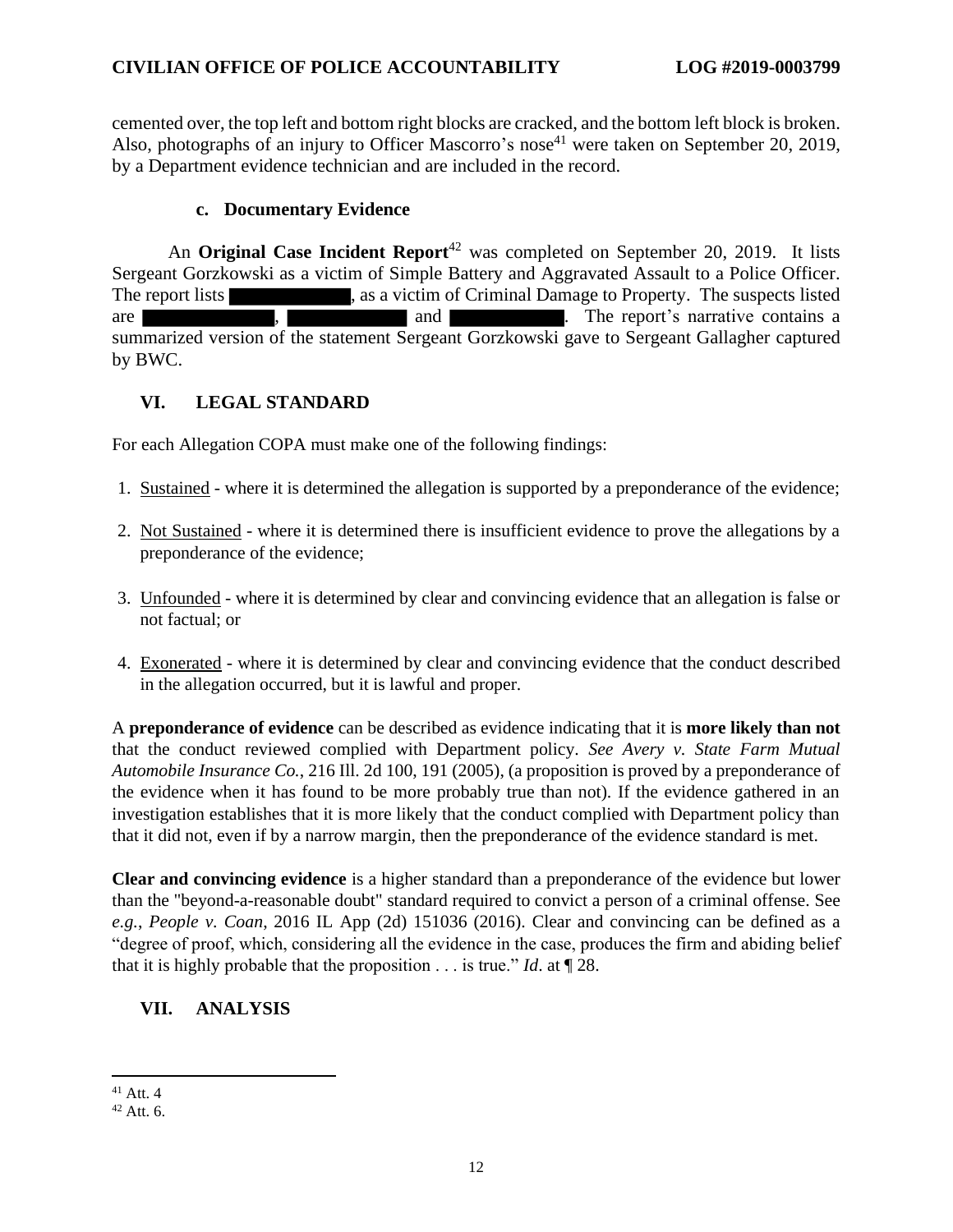cemented over, the top left and bottom right blocks are cracked, and the bottom left block is broken. Also, photographs of an injury to Officer Mascorro's nose[41] were taken on September 20, 2019, by a Department evidence technician and are included in the record.

### c. Documentary Evidence

An **Original Case Incident Report**[42] was completed on September 20, 2019. It lists Sergeant Gorzkowski as a victim of Simple Battery and Aggravated Assault to a Police Officer. The report lists ████████, as a victim of Criminal Damage to Property. The suspects listed are ████████, ████████ and ████████. The report's narrative contains a summarized version of the statement Sergeant Gorzkowski gave to Sergeant Gallagher captured by BWC.

## VI. LEGAL STANDARD

For each Allegation COPA must make one of the following findings:

1. Sustained - where it is determined the allegation is supported by a preponderance of the evidence;
2. Not Sustained - where it is determined there is insufficient evidence to prove the allegations by a preponderance of the evidence;
3. Unfounded - where it is determined by clear and convincing evidence that an allegation is false or not factual; or
4. Exonerated - where it is determined by clear and convincing evidence that the conduct described in the allegation occurred, but it is lawful and proper.

A **preponderance of evidence** can be described as evidence indicating that it is **more likely than not** that the conduct reviewed complied with Department policy. *See Avery v. State Farm Mutual Automobile Insurance Co.*, 216 Ill. 2d 100, 191 (2005), (a proposition is proved by a preponderance of the evidence when it has found to be more probably true than not). If the evidence gathered in an investigation establishes that it is more likely that the conduct complied with Department policy than that it did not, even if by a narrow margin, then the preponderance of the evidence standard is met.

**Clear and convincing evidence** is a higher standard than a preponderance of the evidence but lower than the "beyond-a-reasonable doubt" standard required to convict a person of a criminal offense. See *e.g.*, *People v. Coan*, 2016 IL App (2d) 151036 (2016). Clear and convincing can be defined as a "degree of proof, which, considering all the evidence in the case, produces the firm and abiding belief that it is highly probable that the proposition . . . is true." *Id*. at ¶ 28.

## VII. ANALYSIS

---

[41] Att. 4

[42] Att. 6.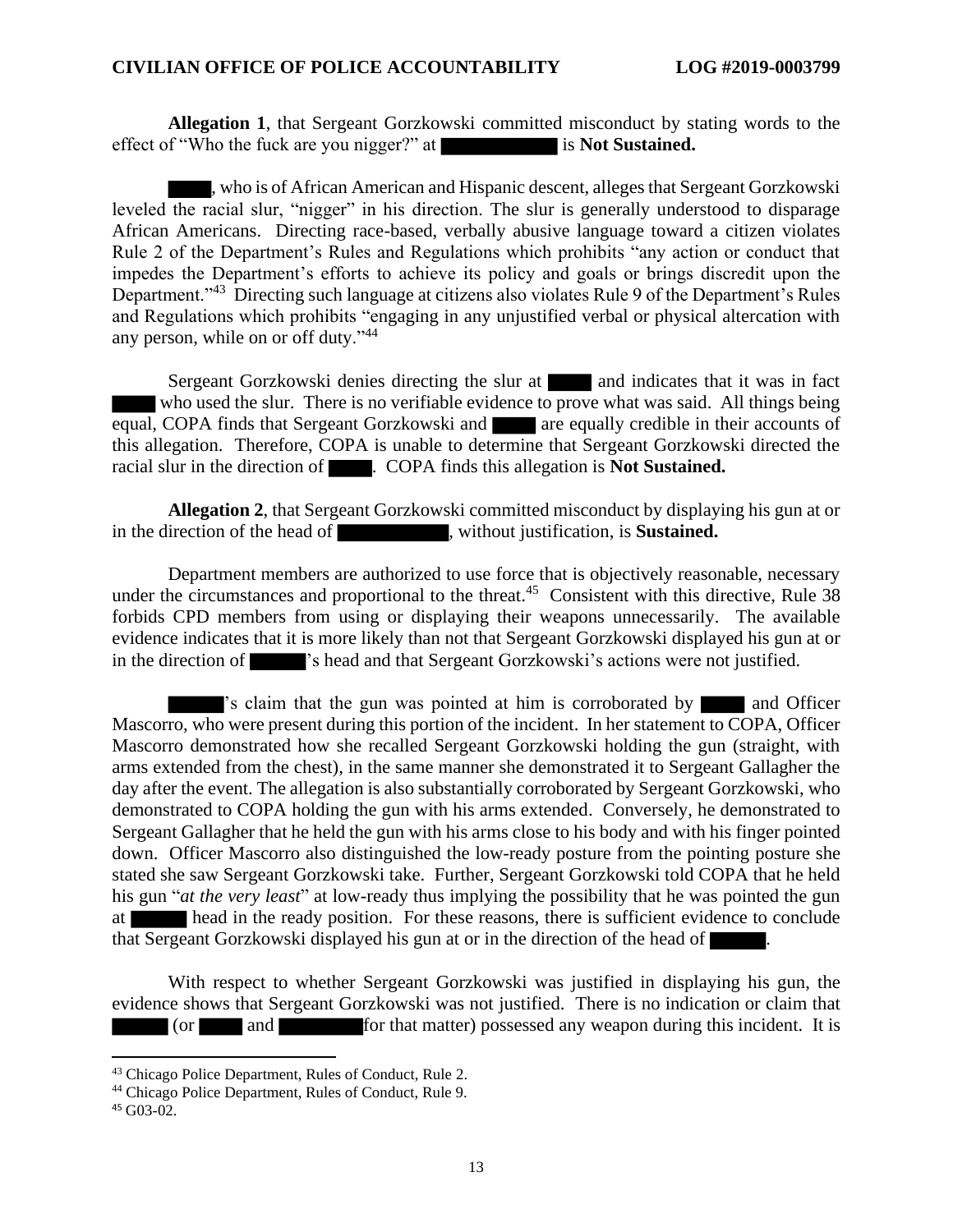**Allegation 1**, that Sergeant Gorzkowski committed misconduct by stating words to the effect of "Who the fuck are you nigger?" at ████████ is **Not Sustained.**

████, who is of African American and Hispanic descent, alleges that Sergeant Gorzkowski leveled the racial slur, "nigger" in his direction. The slur is generally understood to disparage African Americans. Directing race-based, verbally abusive language toward a citizen violates Rule 2 of the Department's Rules and Regulations which prohibits "any action or conduct that impedes the Department's efforts to achieve its policy and goals or brings discredit upon the Department."[43] Directing such language at citizens also violates Rule 9 of the Department's Rules and Regulations which prohibits "engaging in any unjustified verbal or physical altercation with any person, while on or off duty."[44]

Sergeant Gorzkowski denies directing the slur at ████ and indicates that it was in fact ████ who used the slur. There is no verifiable evidence to prove what was said. All things being equal, COPA finds that Sergeant Gorzkowski and ████ are equally credible in their accounts of this allegation. Therefore, COPA is unable to determine that Sergeant Gorzkowski directed the racial slur in the direction of ████. COPA finds this allegation is **Not Sustained.**

**Allegation 2**, that Sergeant Gorzkowski committed misconduct by displaying his gun at or in the direction of the head of ████████, without justification, is **Sustained.**

Department members are authorized to use force that is objectively reasonable, necessary under the circumstances and proportional to the threat.[45] Consistent with this directive, Rule 38 forbids CPD members from using or displaying their weapons unnecessarily. The available evidence indicates that it is more likely than not that Sergeant Gorzkowski displayed his gun at or in the direction of █████'s head and that Sergeant Gorzkowski's actions were not justified.

█████'s claim that the gun was pointed at him is corroborated by ████ and Officer Mascorro, who were present during this portion of the incident. In her statement to COPA, Officer Mascorro demonstrated how she recalled Sergeant Gorzkowski holding the gun (straight, with arms extended from the chest), in the same manner she demonstrated it to Sergeant Gallagher the day after the event. The allegation is also substantially corroborated by Sergeant Gorzkowski, who demonstrated to COPA holding the gun with his arms extended. Conversely, he demonstrated to Sergeant Gallagher that he held the gun with his arms close to his body and with his finger pointed down. Officer Mascorro also distinguished the low-ready posture from the pointing posture she stated she saw Sergeant Gorzkowski take. Further, Sergeant Gorzkowski told COPA that he held his gun "*at the very least*" at low-ready thus implying the possibility that he was pointed the gun at █████ head in the ready position. For these reasons, there is sufficient evidence to conclude that Sergeant Gorzkowski displayed his gun at or in the direction of the head of █████.

With respect to whether Sergeant Gorzkowski was justified in displaying his gun, the evidence shows that Sergeant Gorzkowski was not justified. There is no indication or claim that █████ (or ████ and ███████ for that matter) possessed any weapon during this incident. It is

[43] Chicago Police Department, Rules of Conduct, Rule 2.

[44] Chicago Police Department, Rules of Conduct, Rule 9.

[45] G03-02.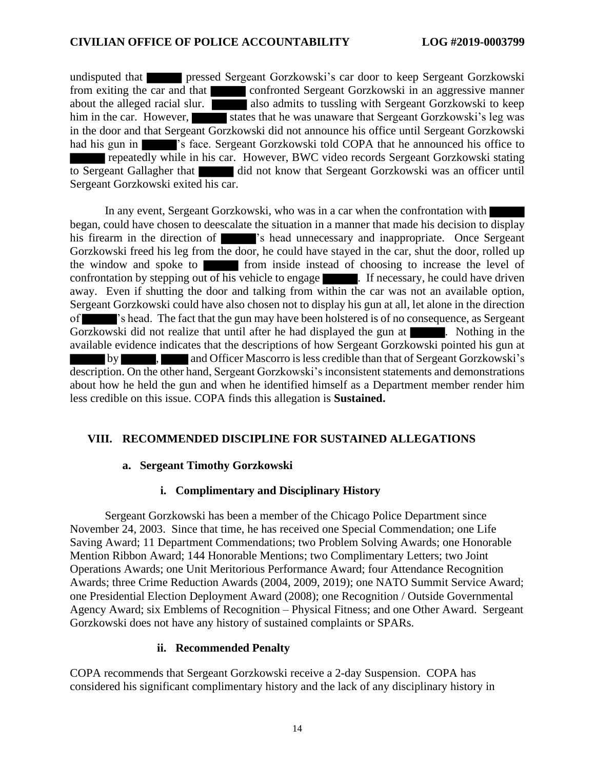undisputed that ██████ pressed Sergeant Gorzkowski's car door to keep Sergeant Gorzkowski from exiting the car and that ██████ confronted Sergeant Gorzkowski in an aggressive manner about the alleged racial slur. ██████ also admits to tussling with Sergeant Gorzkowski to keep him in the car. However, ██████ states that he was unaware that Sergeant Gorzkowski's leg was in the door and that Sergeant Gorzkowski did not announce his office until Sergeant Gorzkowski had his gun in ██████'s face. Sergeant Gorzkowski told COPA that he announced his office to ██████ repeatedly while in his car. However, BWC video records Sergeant Gorzkowski stating to Sergeant Gallagher that ██████ did not know that Sergeant Gorzkowski was an officer until Sergeant Gorzkowski exited his car.

In any event, Sergeant Gorzkowski, who was in a car when the confrontation with ██████ began, could have chosen to deescalate the situation in a manner that made his decision to display his firearm in the direction of ██████'s head unnecessary and inappropriate. Once Sergeant Gorzkowski freed his leg from the door, he could have stayed in the car, shut the door, rolled up the window and spoke to ██████ from inside instead of choosing to increase the level of confrontation by stepping out of his vehicle to engage ██████. If necessary, he could have driven away. Even if shutting the door and talking from within the car was not an available option, Sergeant Gorzkowski could have also chosen not to display his gun at all, let alone in the direction of ██████'s head. The fact that the gun may have been holstered is of no consequence, as Sergeant Gorzkowski did not realize that until after he had displayed the gun at ██████. Nothing in the available evidence indicates that the descriptions of how Sergeant Gorzkowski pointed his gun at ██████ by ██████, ██████ and Officer Mascorro is less credible than that of Sergeant Gorzkowski's description. On the other hand, Sergeant Gorzkowski's inconsistent statements and demonstrations about how he held the gun and when he identified himself as a Department member render him less credible on this issue. COPA finds this allegation is **Sustained.**

## VIII. RECOMMENDED DISCIPLINE FOR SUSTAINED ALLEGATIONS

### a. Sergeant Timothy Gorzkowski

#### i. Complimentary and Disciplinary History

Sergeant Gorzkowski has been a member of the Chicago Police Department since November 24, 2003. Since that time, he has received one Special Commendation; one Life Saving Award; 11 Department Commendations; two Problem Solving Awards; one Honorable Mention Ribbon Award; 144 Honorable Mentions; two Complimentary Letters; two Joint Operations Awards; one Unit Meritorious Performance Award; four Attendance Recognition Awards; three Crime Reduction Awards (2004, 2009, 2019); one NATO Summit Service Award; one Presidential Election Deployment Award (2008); one Recognition / Outside Governmental Agency Award; six Emblems of Recognition – Physical Fitness; and one Other Award. Sergeant Gorzkowski does not have any history of sustained complaints or SPARs.

#### ii. Recommended Penalty

COPA recommends that Sergeant Gorzkowski receive a 2-day Suspension. COPA has considered his significant complimentary history and the lack of any disciplinary history in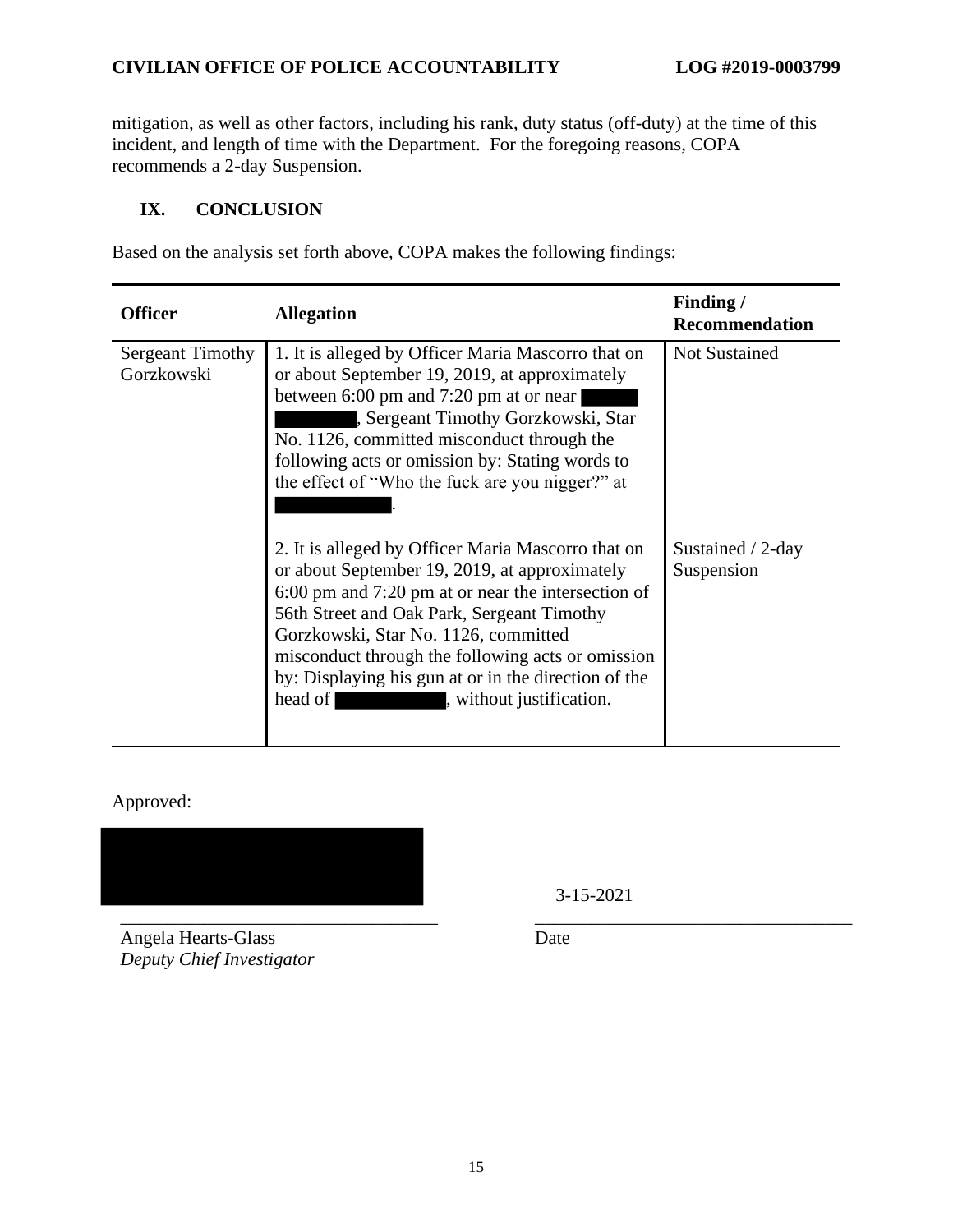mitigation, as well as other factors, including his rank, duty status (off-duty) at the time of this incident, and length of time with the Department. For the foregoing reasons, COPA recommends a 2-day Suspension.

## IX. CONCLUSION

Based on the analysis set forth above, COPA makes the following findings:

| Officer | Allegation | Finding / Recommendation |
|---|---|---|
| Sergeant Timothy Gorzkowski | 1. It is alleged by Officer Maria Mascorro that on or about September 19, 2019, at approximately between 6:00 pm and 7:20 pm at or near [REDACTED], Sergeant Timothy Gorzkowski, Star No. 1126, committed misconduct through the following acts or omission by: Stating words to the effect of "Who the fuck are you nigger?" at [REDACTED]. | Not Sustained |
| | 2. It is alleged by Officer Maria Mascorro that on or about September 19, 2019, at approximately 6:00 pm and 7:20 pm at or near the intersection of 56th Street and Oak Park, Sergeant Timothy Gorzkowski, Star No. 1126, committed misconduct through the following acts or omission by: Displaying his gun at or in the direction of the head of [REDACTED], without justification. | Sustained / 2-day Suspension |

Approved:

[REDACTED]

Angela Hearts-Glass
*Deputy Chief Investigator*

3-15-2021

Date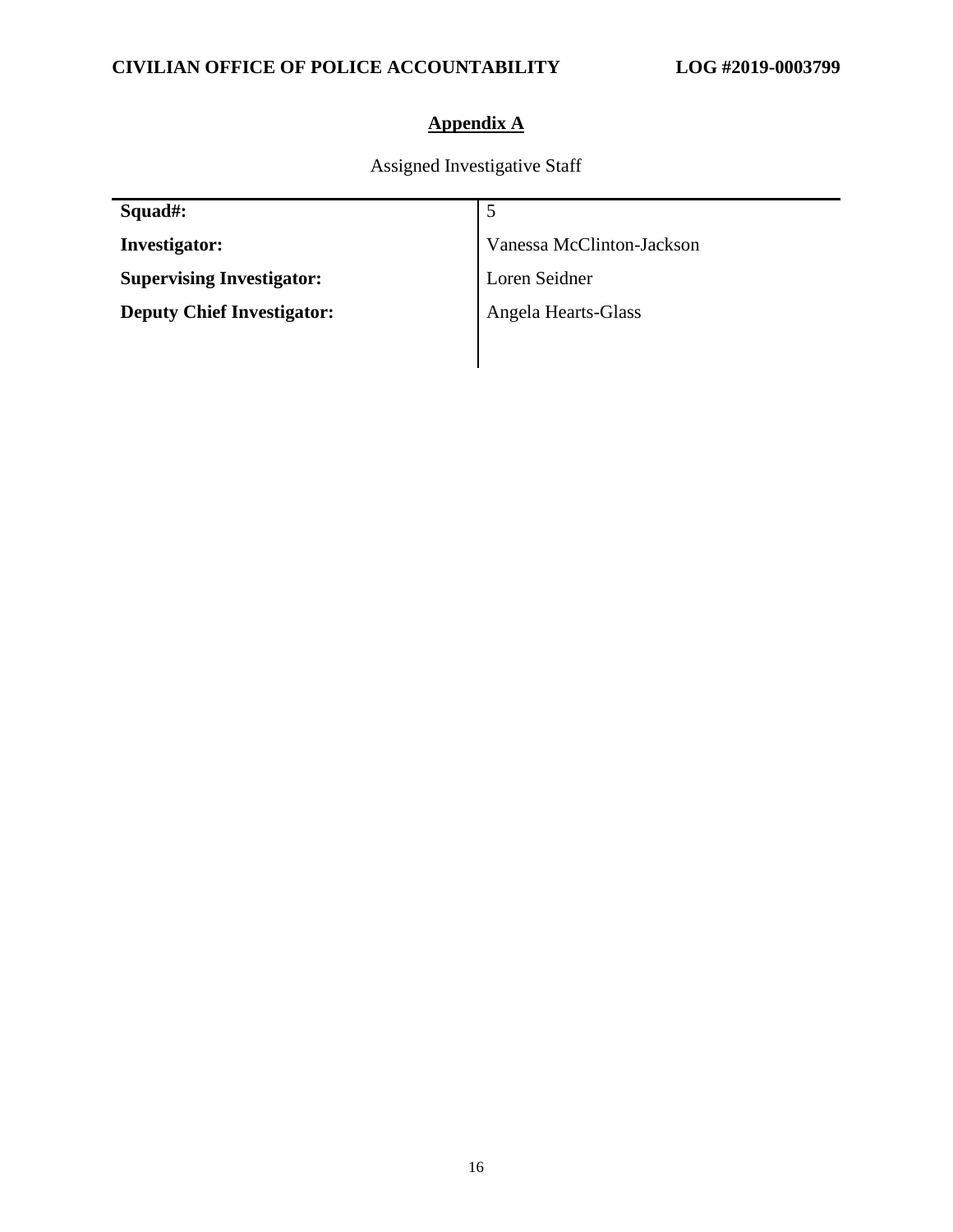## Appendix A

Assigned Investigative Staff

| | |
|---|---|
| **Squad#:** | 5 |
| **Investigator:** | Vanessa McClinton-Jackson |
| **Supervising Investigator:** | Loren Seidner |
| **Deputy Chief Investigator:** | Angela Hearts-Glass |